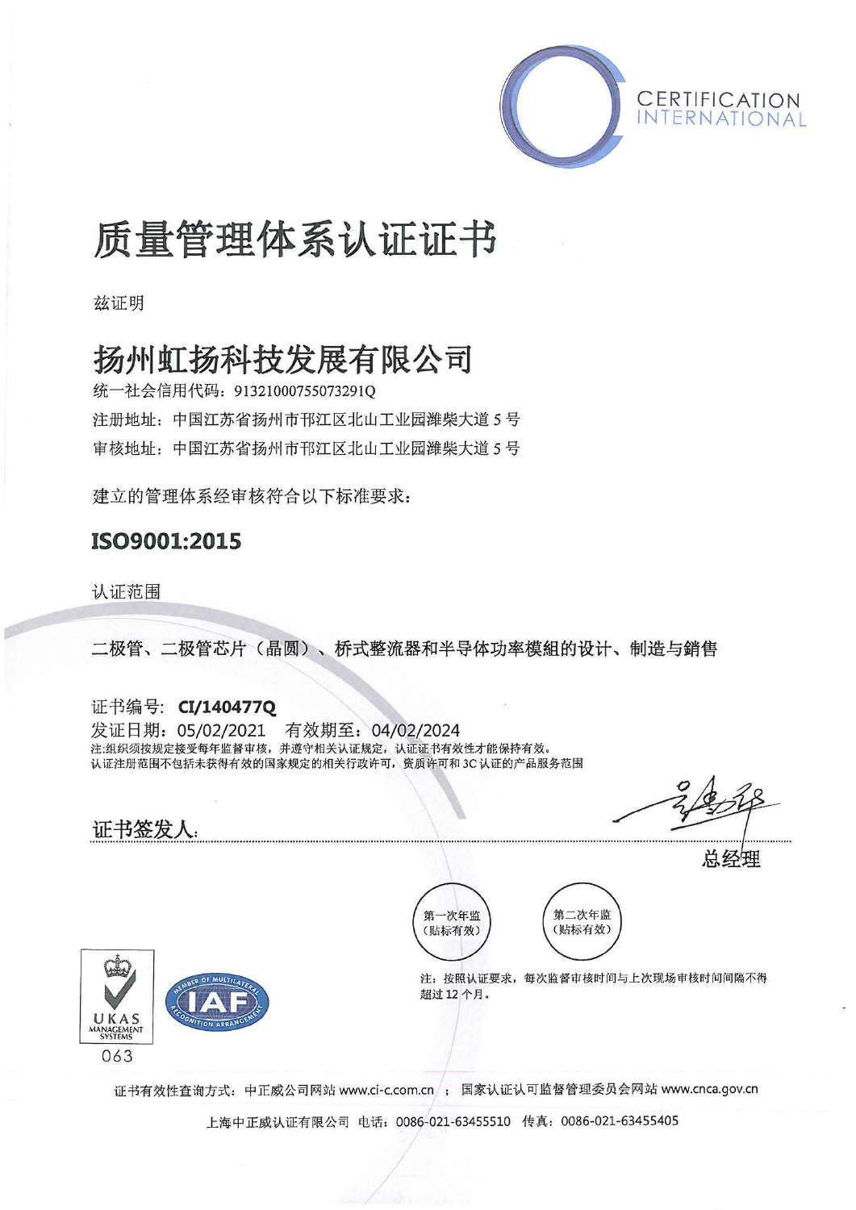CERTIFICATION
INTERNATIONAL

# 质量管理体系认证证书

兹证明

## 扬州虹扬科技发展有限公司

统一社会信用代码：91321000755073291Q

注册地址：中国江苏省扬州市邗江区北山工业园潍柴大道 5 号

审核地址：中国江苏省扬州市邗江区北山工业园潍柴大道 5 号

建立的管理体系经审核符合以下标准要求：

**ISO9001:2015**

认证范围

二极管、二极管芯片（晶圆）、桥式整流器和半导体功率模組的设计、制造与銷售

证书编号：**CI/140477Q**

发证日期：05/02/2021　有效期至：04/02/2024

注:组织须按规定接受每年监督审核，并遵守相关认证规定，认证证书有效性才能保持有效。
认证注册范围不包括未获得有效的国家规定的相关行政许可，资质许可和 3C 认证的产品服务范围

证书签发人：

总经理

第一次年监（贴标有效）

第二次年监（贴标有效）

注：按照认证要求，每次监督审核时间与上次现场审核时间间隔不得超过 12 个月。

UKAS MANAGEMENT SYSTEMS 063

IAF MEMBER OF MULTILATERAL RECOGNITION ARRANGEMENT

证书有效性查询方式：中正威公司网站 www.ci-c.com.cn ；国家认证认可监督管理委员会网站 www.cnca.gov.cn

上海中正威认证有限公司 电话：0086-021-63455510 传真：0086-021-63455405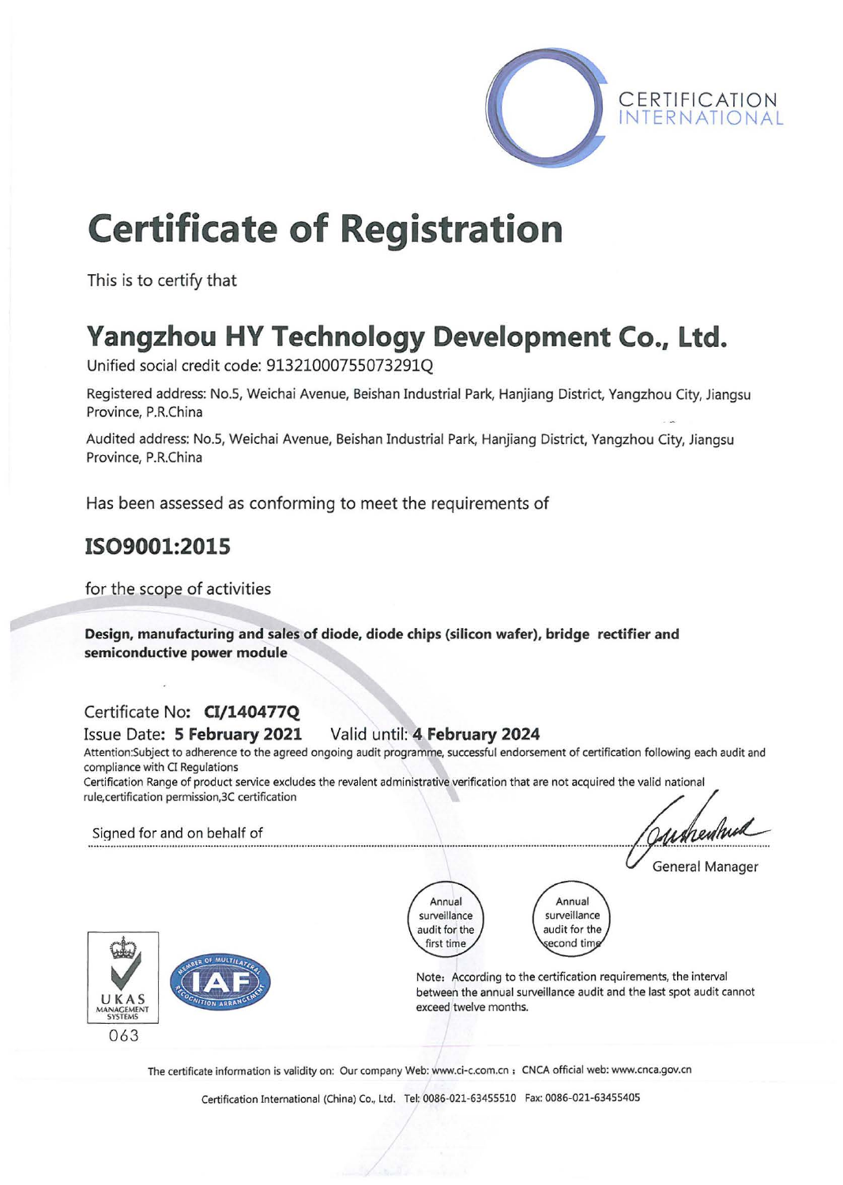CERTIFICATION INTERNATIONAL

# Certificate of Registration

This is to certify that

## Yangzhou HY Technology Development Co., Ltd.

Unified social credit code: 91321000755073291Q

Registered address: No.5, Weichai Avenue, Beishan Industrial Park, Hanjiang District, Yangzhou City, Jiangsu Province, P.R.China

Audited address: No.5, Weichai Avenue, Beishan Industrial Park, Hanjiang District, Yangzhou City, Jiangsu Province, P.R.China

Has been assessed as conforming to meet the requirements of

## ISO9001:2015

for the scope of activities

**Design, manufacturing and sales of diode, diode chips (silicon wafer), bridge rectifier and semiconductive power module**

Certificate No: **CI/140477Q**

Issue Date: **5 February 2021** Valid until: **4 February 2024**

Attention:Subject to adherence to the agreed ongoing audit programme, successful endorsement of certification following each audit and compliance with CI Regulations

Certification Range of product service excludes the revalent administrative verification that are not acquired the valid national rule,certification permission,3C certification

Signed for and on behalf of

General Manager

Annual surveillance audit for the first time

Annual surveillance audit for the second time

Note: According to the certification requirements, the interval between the annual surveillance audit and the last spot audit cannot exceed twelve months.

UKAS MANAGEMENT SYSTEMS 063

IAF MEMBER OF MULTILATERAL RECOGNITION ARRANGEMENT

The certificate information is validity on: Our company Web: www.ci-c.com.cn ; CNCA official web: www.cnca.gov.cn

Certification International (China) Co., Ltd. Tel: 0086-021-63455510 Fax: 0086-021-63455405